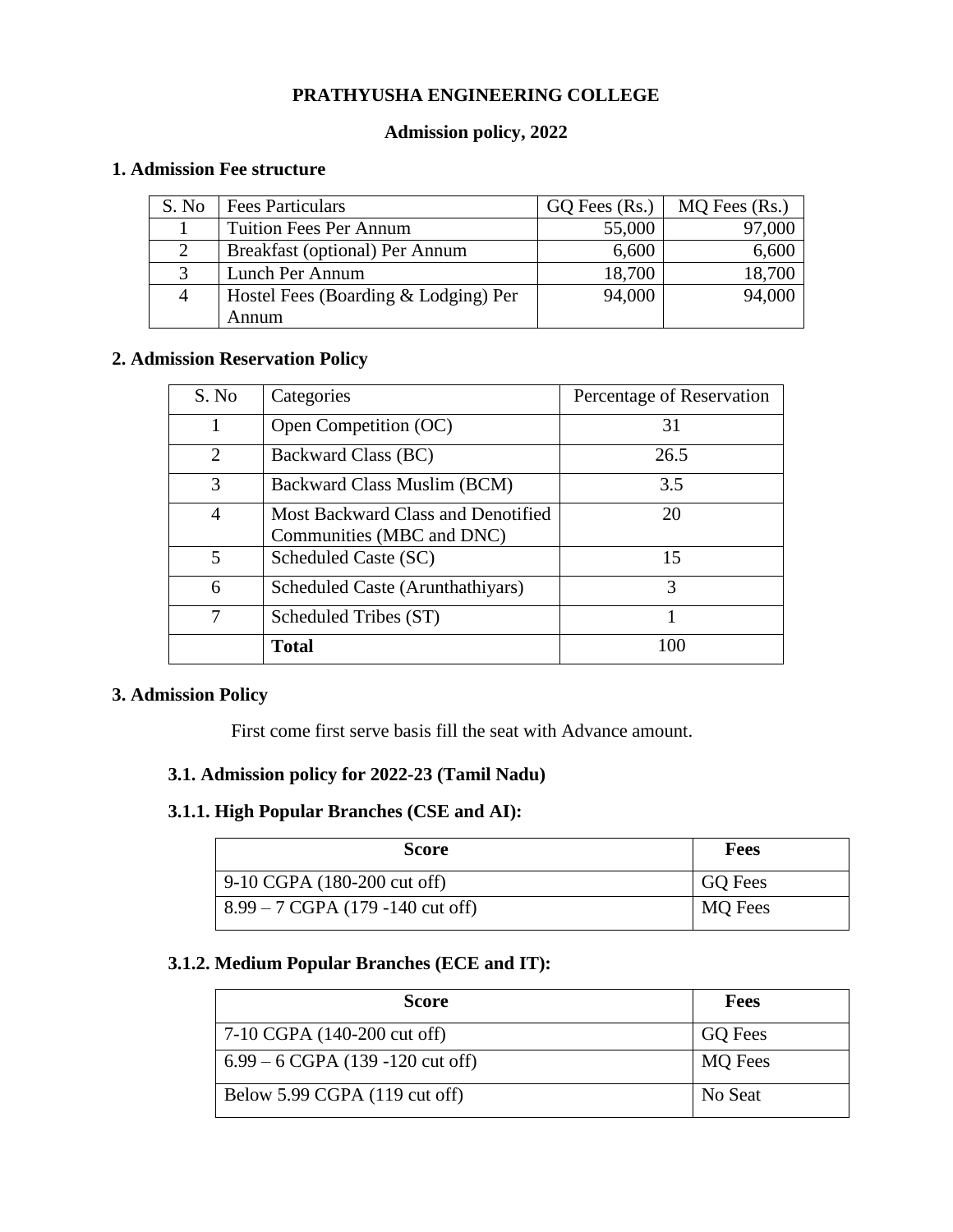# PRATHYUSHA ENGINEERING COLLEGE

## Admission policy, 2022

### 1. Admission Fee structure

| S. No | Fees Particulars | GQ Fees (Rs.) | MQ Fees (Rs.) |
|---|---|---|---|
| 1 | Tuition Fees Per Annum | 55,000 | 97,000 |
| 2 | Breakfast (optional) Per Annum | 6,600 | 6,600 |
| 3 | Lunch Per Annum | 18,700 | 18,700 |
| 4 | Hostel Fees (Boarding & Lodging) Per Annum | 94,000 | 94,000 |

### 2. Admission Reservation Policy

| S. No | Categories | Percentage of Reservation |
|---|---|---|
| 1 | Open Competition (OC) | 31 |
| 2 | Backward Class (BC) | 26.5 |
| 3 | Backward Class Muslim (BCM) | 3.5 |
| 4 | Most Backward Class and Denotified Communities (MBC and DNC) | 20 |
| 5 | Scheduled Caste (SC) | 15 |
| 6 | Scheduled Caste (Arunthathiyars) | 3 |
| 7 | Scheduled Tribes (ST) | 1 |
| | **Total** | 100 |

### 3. Admission Policy

First come first serve basis fill the seat with Advance amount.

#### 3.1. Admission policy for 2022-23 (Tamil Nadu)

#### 3.1.1. High Popular Branches (CSE and AI):

| Score | Fees |
|---|---|
| 9-10 CGPA (180-200 cut off) | GQ Fees |
| 8.99 – 7 CGPA (179 -140 cut off) | MQ Fees |

#### 3.1.2. Medium Popular Branches (ECE and IT):

| Score | Fees |
|---|---|
| 7-10 CGPA (140-200 cut off) | GQ Fees |
| 6.99 – 6 CGPA (139 -120 cut off) | MQ Fees |
| Below 5.99 CGPA (119 cut off) | No Seat |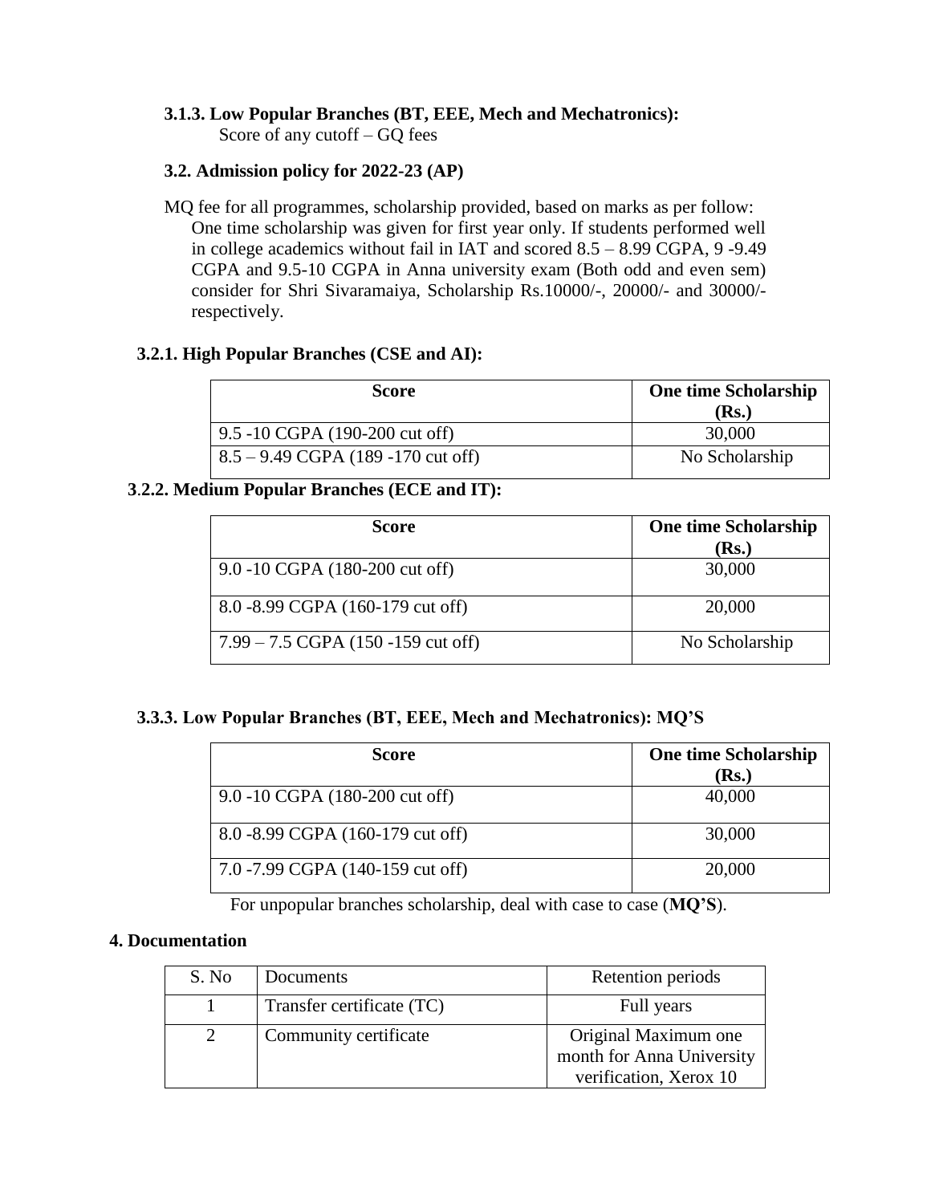### 3.1.3. Low Popular Branches (BT, EEE, Mech and Mechatronics):

Score of any cutoff – GQ fees

### 3.2. Admission policy for 2022-23 (AP)

MQ fee for all programmes, scholarship provided, based on marks as per follow: One time scholarship was given for first year only. If students performed well in college academics without fail in IAT and scored 8.5 – 8.99 CGPA, 9 -9.49 CGPA and 9.5-10 CGPA in Anna university exam (Both odd and even sem) consider for Shri Sivaramaiya, Scholarship Rs.10000/-, 20000/- and 30000/- respectively.

#### 3.2.1. High Popular Branches (CSE and AI):

| Score | One time Scholarship (Rs.) |
|---|---|
| 9.5 -10 CGPA (190-200 cut off) | 30,000 |
| 8.5 – 9.49 CGPA (189 -170 cut off) | No Scholarship |

#### 3.2.2. Medium Popular Branches (ECE and IT):

| Score | One time Scholarship (Rs.) |
|---|---|
| 9.0 -10 CGPA (180-200 cut off) | 30,000 |
| 8.0 -8.99 CGPA (160-179 cut off) | 20,000 |
| 7.99 – 7.5 CGPA (150 -159 cut off) | No Scholarship |

#### 3.3.3. Low Popular Branches (BT, EEE, Mech and Mechatronics): MQ'S

| Score | One time Scholarship (Rs.) |
|---|---|
| 9.0 -10 CGPA (180-200 cut off) | 40,000 |
| 8.0 -8.99 CGPA (160-179 cut off) | 30,000 |
| 7.0 -7.99 CGPA (140-159 cut off) | 20,000 |

For unpopular branches scholarship, deal with case to case (**MQ'S**).

## 4. Documentation

| S. No | Documents | Retention periods |
|---|---|---|
| 1 | Transfer certificate (TC) | Full years |
| 2 | Community certificate | Original Maximum one month for Anna University verification, Xerox 10 |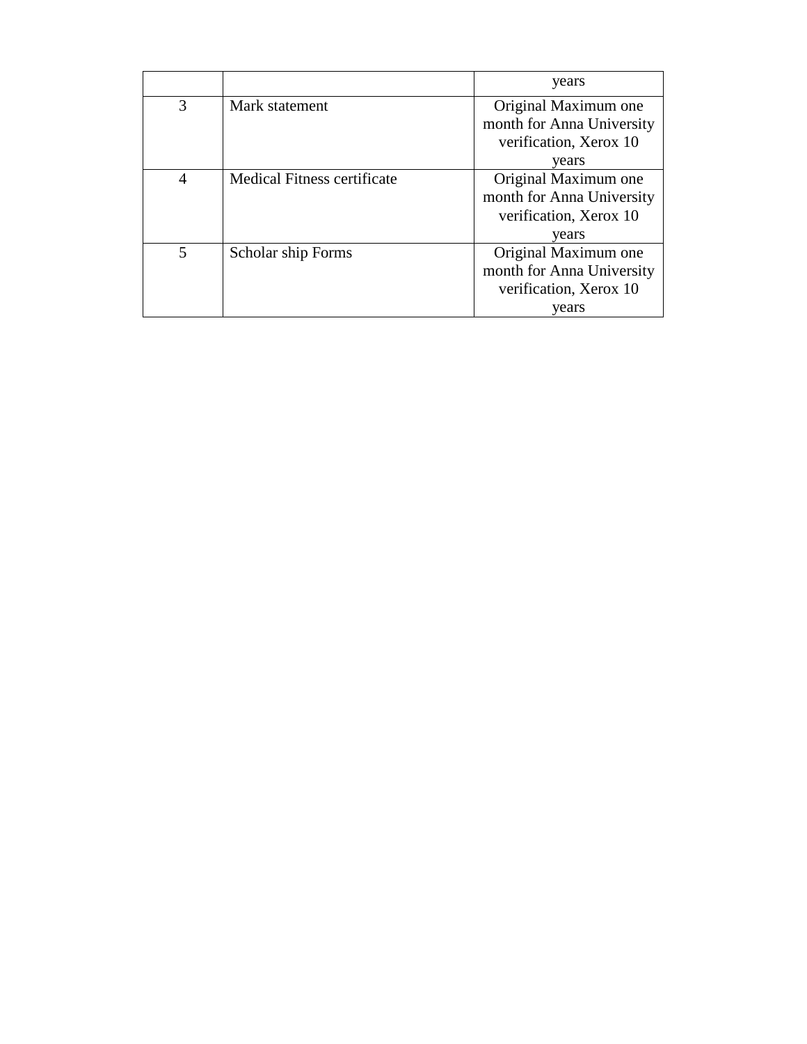| | | |
|---|---|---|
| | | years |
| 3 | Mark statement | Original Maximum one month for Anna University verification, Xerox 10 years |
| 4 | Medical Fitness certificate | Original Maximum one month for Anna University verification, Xerox 10 years |
| 5 | Scholar ship Forms | Original Maximum one month for Anna University verification, Xerox 10 years |